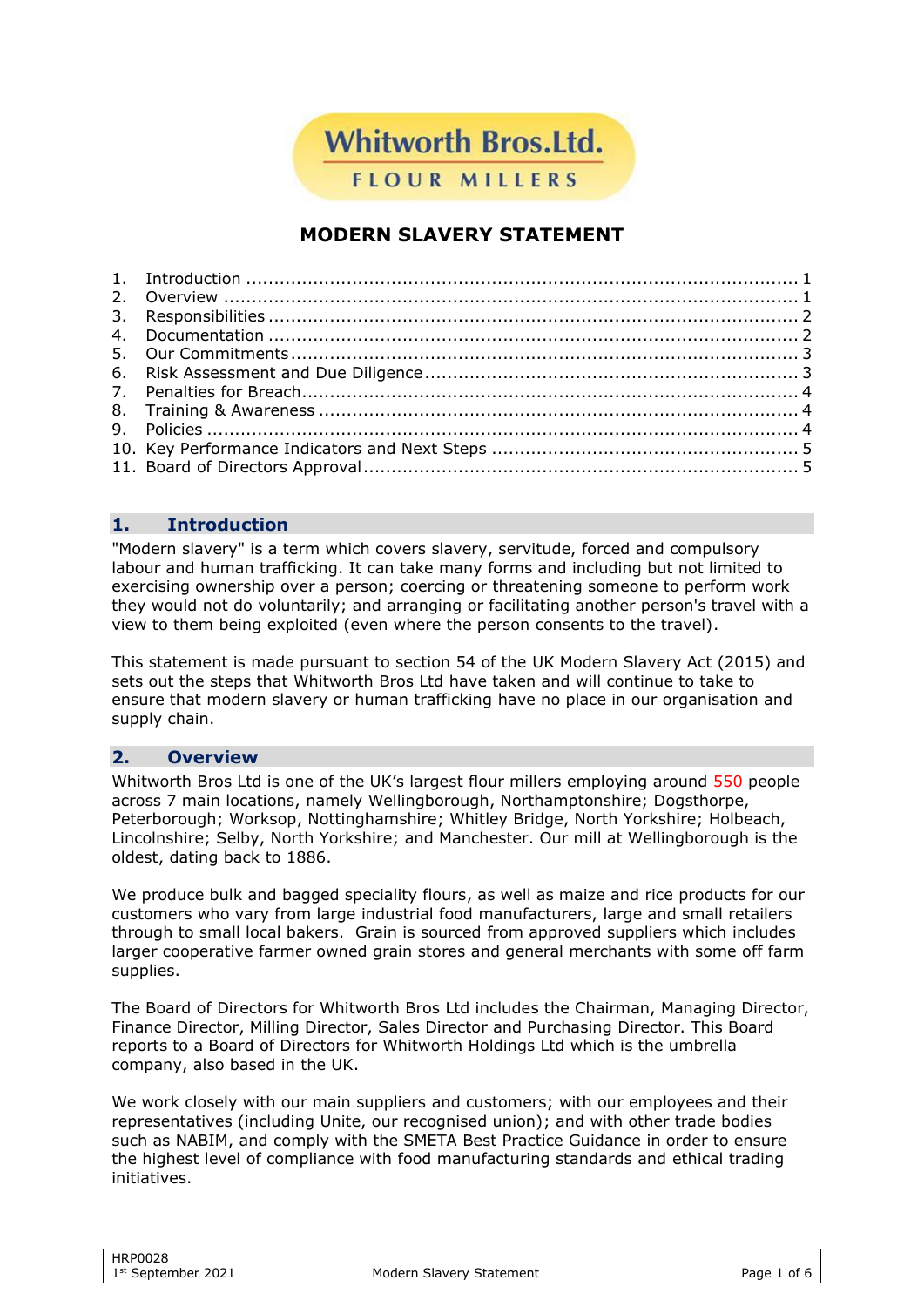Whitworth Bros.Ltd.

FLOUR MILLERS

# MODERN SLAVERY STATEMENT

1. Introduction ..... 1
2. Overview ..... 1
3. Responsibilities ..... 2
4. Documentation ..... 2
5. Our Commitments ..... 3
6. Risk Assessment and Due Diligence ..... 3
7. Penalties for Breach ..... 4
8. Training & Awareness ..... 4
9. Policies ..... 4
10. Key Performance Indicators and Next Steps ..... 5
11. Board of Directors Approval ..... 5

## 1. Introduction

"Modern slavery" is a term which covers slavery, servitude, forced and compulsory labour and human trafficking. It can take many forms and including but not limited to exercising ownership over a person; coercing or threatening someone to perform work they would not do voluntarily; and arranging or facilitating another person's travel with a view to them being exploited (even where the person consents to the travel).

This statement is made pursuant to section 54 of the UK Modern Slavery Act (2015) and sets out the steps that Whitworth Bros Ltd have taken and will continue to take to ensure that modern slavery or human trafficking have no place in our organisation and supply chain.

## 2. Overview

Whitworth Bros Ltd is one of the UK's largest flour millers employing around 550 people across 7 main locations, namely Wellingborough, Northamptonshire; Dogsthorpe, Peterborough; Worksop, Nottinghamshire; Whitley Bridge, North Yorkshire; Holbeach, Lincolnshire; Selby, North Yorkshire; and Manchester. Our mill at Wellingborough is the oldest, dating back to 1886.

We produce bulk and bagged speciality flours, as well as maize and rice products for our customers who vary from large industrial food manufacturers, large and small retailers through to small local bakers. Grain is sourced from approved suppliers which includes larger cooperative farmer owned grain stores and general merchants with some off farm supplies.

The Board of Directors for Whitworth Bros Ltd includes the Chairman, Managing Director, Finance Director, Milling Director, Sales Director and Purchasing Director. This Board reports to a Board of Directors for Whitworth Holdings Ltd which is the umbrella company, also based in the UK.

We work closely with our main suppliers and customers; with our employees and their representatives (including Unite, our recognised union); and with other trade bodies such as NABIM, and comply with the SMETA Best Practice Guidance in order to ensure the highest level of compliance with food manufacturing standards and ethical trading initiatives.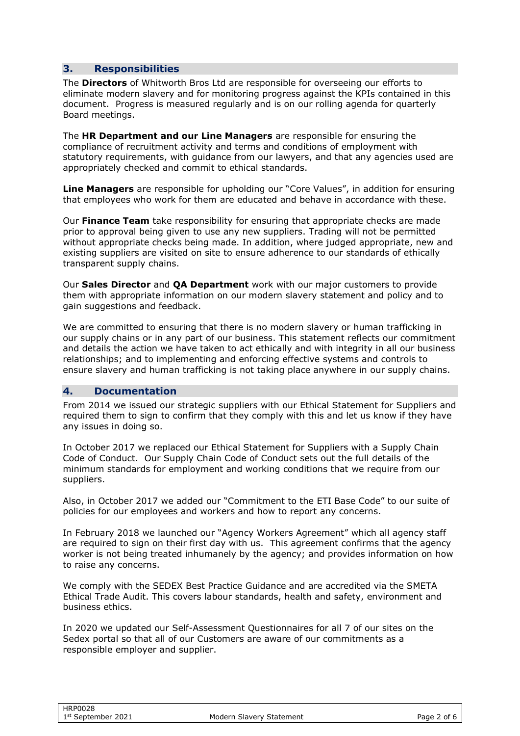## 3. Responsibilities

The **Directors** of Whitworth Bros Ltd are responsible for overseeing our efforts to eliminate modern slavery and for monitoring progress against the KPIs contained in this document. Progress is measured regularly and is on our rolling agenda for quarterly Board meetings.

The **HR Department and our Line Managers** are responsible for ensuring the compliance of recruitment activity and terms and conditions of employment with statutory requirements, with guidance from our lawyers, and that any agencies used are appropriately checked and commit to ethical standards.

**Line Managers** are responsible for upholding our "Core Values", in addition for ensuring that employees who work for them are educated and behave in accordance with these.

Our **Finance Team** take responsibility for ensuring that appropriate checks are made prior to approval being given to use any new suppliers. Trading will not be permitted without appropriate checks being made. In addition, where judged appropriate, new and existing suppliers are visited on site to ensure adherence to our standards of ethically transparent supply chains.

Our **Sales Director** and **QA Department** work with our major customers to provide them with appropriate information on our modern slavery statement and policy and to gain suggestions and feedback.

We are committed to ensuring that there is no modern slavery or human trafficking in our supply chains or in any part of our business. This statement reflects our commitment and details the action we have taken to act ethically and with integrity in all our business relationships; and to implementing and enforcing effective systems and controls to ensure slavery and human trafficking is not taking place anywhere in our supply chains.

## 4. Documentation

From 2014 we issued our strategic suppliers with our Ethical Statement for Suppliers and required them to sign to confirm that they comply with this and let us know if they have any issues in doing so.

In October 2017 we replaced our Ethical Statement for Suppliers with a Supply Chain Code of Conduct. Our Supply Chain Code of Conduct sets out the full details of the minimum standards for employment and working conditions that we require from our suppliers.

Also, in October 2017 we added our "Commitment to the ETI Base Code" to our suite of policies for our employees and workers and how to report any concerns.

In February 2018 we launched our "Agency Workers Agreement" which all agency staff are required to sign on their first day with us. This agreement confirms that the agency worker is not being treated inhumanely by the agency; and provides information on how to raise any concerns.

We comply with the SEDEX Best Practice Guidance and are accredited via the SMETA Ethical Trade Audit. This covers labour standards, health and safety, environment and business ethics.

In 2020 we updated our Self-Assessment Questionnaires for all 7 of our sites on the Sedex portal so that all of our Customers are aware of our commitments as a responsible employer and supplier.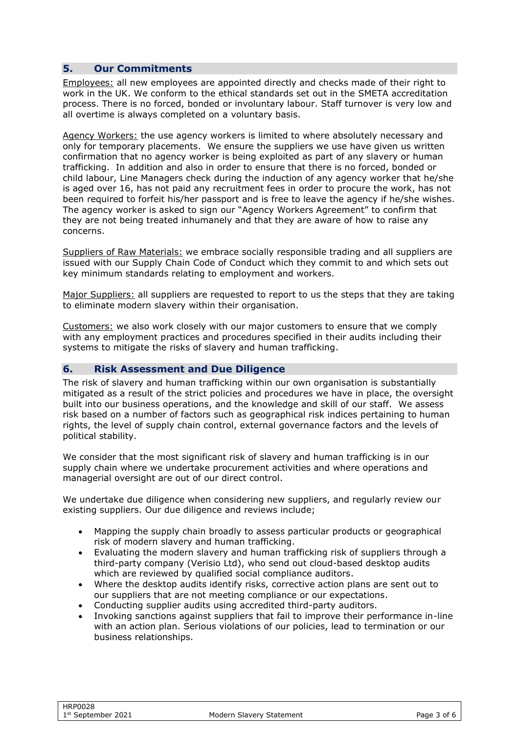## 5. Our Commitments

Employees: all new employees are appointed directly and checks made of their right to work in the UK. We conform to the ethical standards set out in the SMETA accreditation process. There is no forced, bonded or involuntary labour. Staff turnover is very low and all overtime is always completed on a voluntary basis.

Agency Workers: the use agency workers is limited to where absolutely necessary and only for temporary placements. We ensure the suppliers we use have given us written confirmation that no agency worker is being exploited as part of any slavery or human trafficking. In addition and also in order to ensure that there is no forced, bonded or child labour, Line Managers check during the induction of any agency worker that he/she is aged over 16, has not paid any recruitment fees in order to procure the work, has not been required to forfeit his/her passport and is free to leave the agency if he/she wishes. The agency worker is asked to sign our "Agency Workers Agreement" to confirm that they are not being treated inhumanely and that they are aware of how to raise any concerns.

Suppliers of Raw Materials: we embrace socially responsible trading and all suppliers are issued with our Supply Chain Code of Conduct which they commit to and which sets out key minimum standards relating to employment and workers.

Major Suppliers: all suppliers are requested to report to us the steps that they are taking to eliminate modern slavery within their organisation.

Customers: we also work closely with our major customers to ensure that we comply with any employment practices and procedures specified in their audits including their systems to mitigate the risks of slavery and human trafficking.

## 6. Risk Assessment and Due Diligence

The risk of slavery and human trafficking within our own organisation is substantially mitigated as a result of the strict policies and procedures we have in place, the oversight built into our business operations, and the knowledge and skill of our staff. We assess risk based on a number of factors such as geographical risk indices pertaining to human rights, the level of supply chain control, external governance factors and the levels of political stability.

We consider that the most significant risk of slavery and human trafficking is in our supply chain where we undertake procurement activities and where operations and managerial oversight are out of our direct control.

We undertake due diligence when considering new suppliers, and regularly review our existing suppliers. Our due diligence and reviews include;

- Mapping the supply chain broadly to assess particular products or geographical risk of modern slavery and human trafficking.
- Evaluating the modern slavery and human trafficking risk of suppliers through a third-party company (Verisio Ltd), who send out cloud-based desktop audits which are reviewed by qualified social compliance auditors.
- Where the desktop audits identify risks, corrective action plans are sent out to our suppliers that are not meeting compliance or our expectations.
- Conducting supplier audits using accredited third-party auditors.
- Invoking sanctions against suppliers that fail to improve their performance in-line with an action plan. Serious violations of our policies, lead to termination or our business relationships.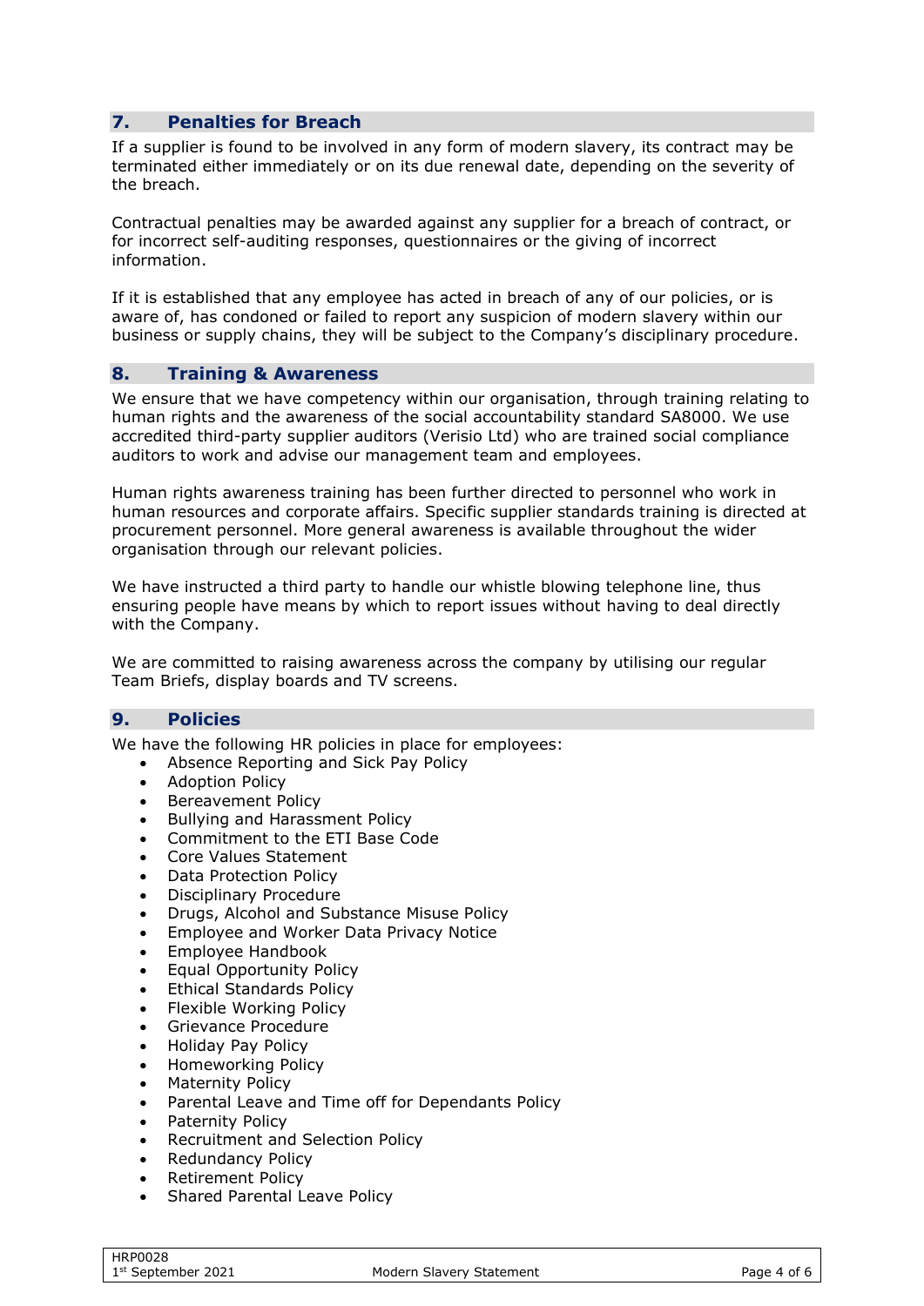## 7. Penalties for Breach

If a supplier is found to be involved in any form of modern slavery, its contract may be terminated either immediately or on its due renewal date, depending on the severity of the breach.

Contractual penalties may be awarded against any supplier for a breach of contract, or for incorrect self-auditing responses, questionnaires or the giving of incorrect information.

If it is established that any employee has acted in breach of any of our policies, or is aware of, has condoned or failed to report any suspicion of modern slavery within our business or supply chains, they will be subject to the Company's disciplinary procedure.

## 8. Training & Awareness

We ensure that we have competency within our organisation, through training relating to human rights and the awareness of the social accountability standard SA8000. We use accredited third-party supplier auditors (Verisio Ltd) who are trained social compliance auditors to work and advise our management team and employees.

Human rights awareness training has been further directed to personnel who work in human resources and corporate affairs. Specific supplier standards training is directed at procurement personnel. More general awareness is available throughout the wider organisation through our relevant policies.

We have instructed a third party to handle our whistle blowing telephone line, thus ensuring people have means by which to report issues without having to deal directly with the Company.

We are committed to raising awareness across the company by utilising our regular Team Briefs, display boards and TV screens.

## 9. Policies

We have the following HR policies in place for employees:

- Absence Reporting and Sick Pay Policy
- Adoption Policy
- Bereavement Policy
- Bullying and Harassment Policy
- Commitment to the ETI Base Code
- Core Values Statement
- Data Protection Policy
- Disciplinary Procedure
- Drugs, Alcohol and Substance Misuse Policy
- Employee and Worker Data Privacy Notice
- Employee Handbook
- Equal Opportunity Policy
- Ethical Standards Policy
- Flexible Working Policy
- Grievance Procedure
- Holiday Pay Policy
- Homeworking Policy
- Maternity Policy
- Parental Leave and Time off for Dependants Policy
- Paternity Policy
- Recruitment and Selection Policy
- Redundancy Policy
- Retirement Policy
- Shared Parental Leave Policy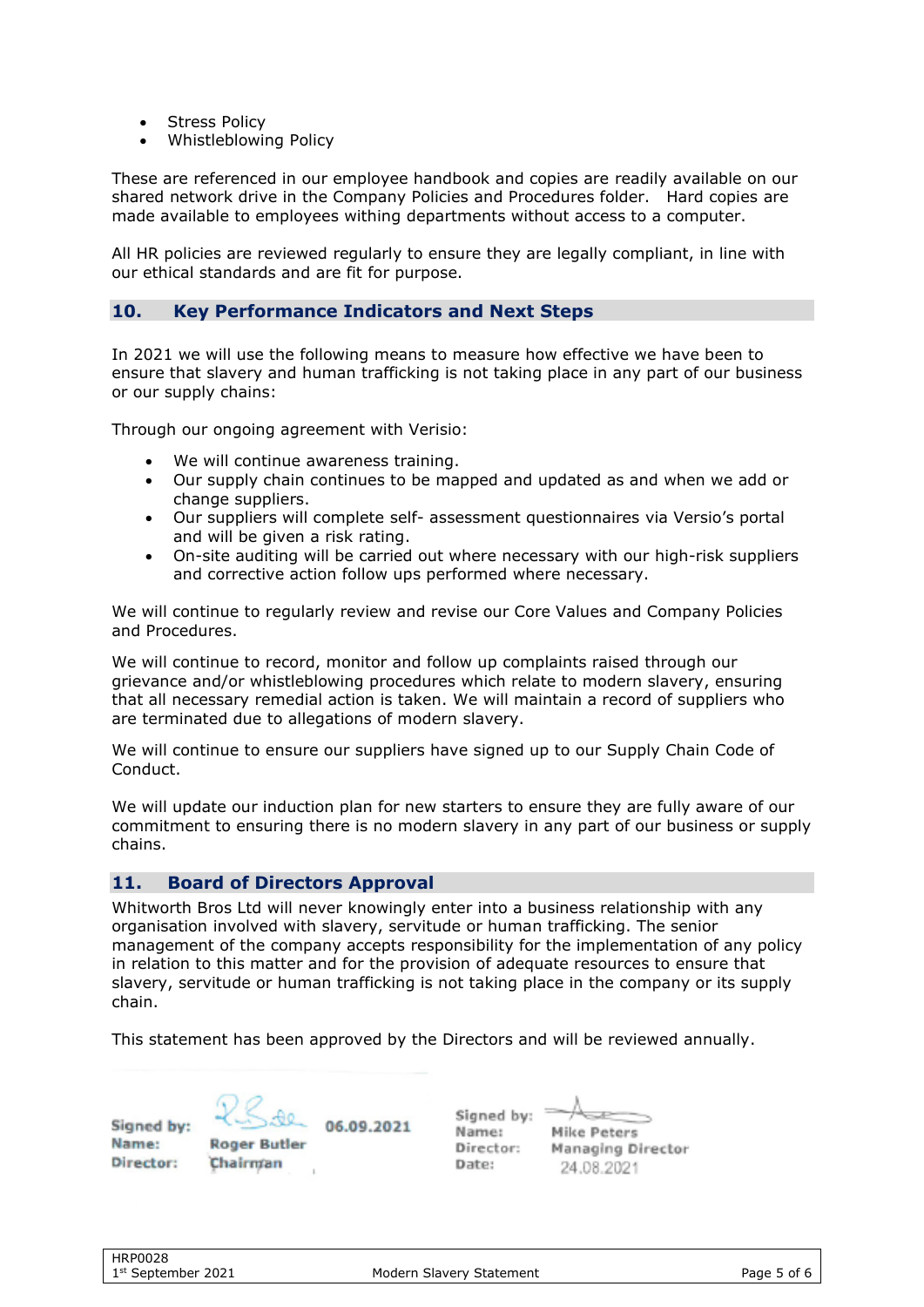- Stress Policy
- Whistleblowing Policy

These are referenced in our employee handbook and copies are readily available on our shared network drive in the Company Policies and Procedures folder. Hard copies are made available to employees withing departments without access to a computer.

All HR policies are reviewed regularly to ensure they are legally compliant, in line with our ethical standards and are fit for purpose.

## 10. Key Performance Indicators and Next Steps

In 2021 we will use the following means to measure how effective we have been to ensure that slavery and human trafficking is not taking place in any part of our business or our supply chains:

Through our ongoing agreement with Verisio:

- We will continue awareness training.
- Our supply chain continues to be mapped and updated as and when we add or change suppliers.
- Our suppliers will complete self- assessment questionnaires via Versio's portal and will be given a risk rating.
- On-site auditing will be carried out where necessary with our high-risk suppliers and corrective action follow ups performed where necessary.

We will continue to regularly review and revise our Core Values and Company Policies and Procedures.

We will continue to record, monitor and follow up complaints raised through our grievance and/or whistleblowing procedures which relate to modern slavery, ensuring that all necessary remedial action is taken. We will maintain a record of suppliers who are terminated due to allegations of modern slavery.

We will continue to ensure our suppliers have signed up to our Supply Chain Code of Conduct.

We will update our induction plan for new starters to ensure they are fully aware of our commitment to ensuring there is no modern slavery in any part of our business or supply chains.

## 11. Board of Directors Approval

Whitworth Bros Ltd will never knowingly enter into a business relationship with any organisation involved with slavery, servitude or human trafficking. The senior management of the company accepts responsibility for the implementation of any policy in relation to this matter and for the provision of adequate resources to ensure that slavery, servitude or human trafficking is not taking place in the company or its supply chain.

This statement has been approved by the Directors and will be reviewed annually.

Signed by: 06.09.2021
Name: Roger Butler
Director: Chairman

Signed by:
Name: Mike Peters
Director: Managing Director
Date: 24.08.2021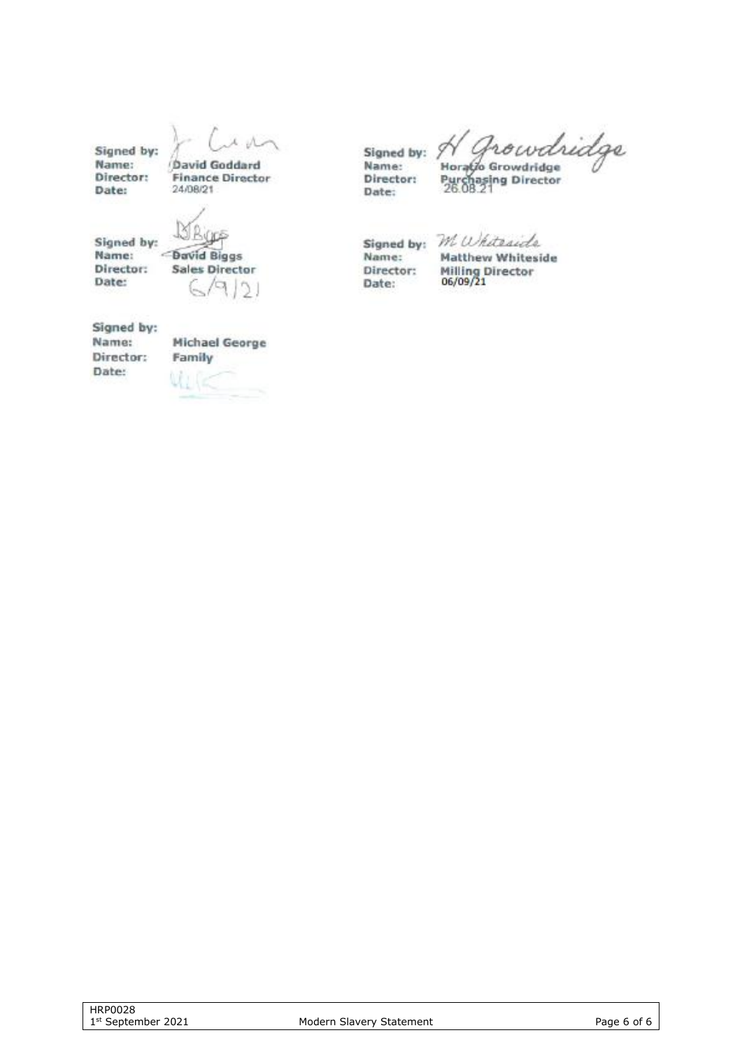Signed by:
Name: David Goddard
Director: Finance Director
Date: 24/08/21

Signed by: H Growdridge
Name: Horatio Growdridge
Director: Purchasing Director
Date: 26.08.21

Signed by:
Name: David Biggs
Director: Sales Director
Date: 6/9/21

Signed by: M Whiteside
Name: Matthew Whiteside
Director: Milling Director
Date: 06/09/21

Signed by:
Name: Michael George
Director: Family
Date: